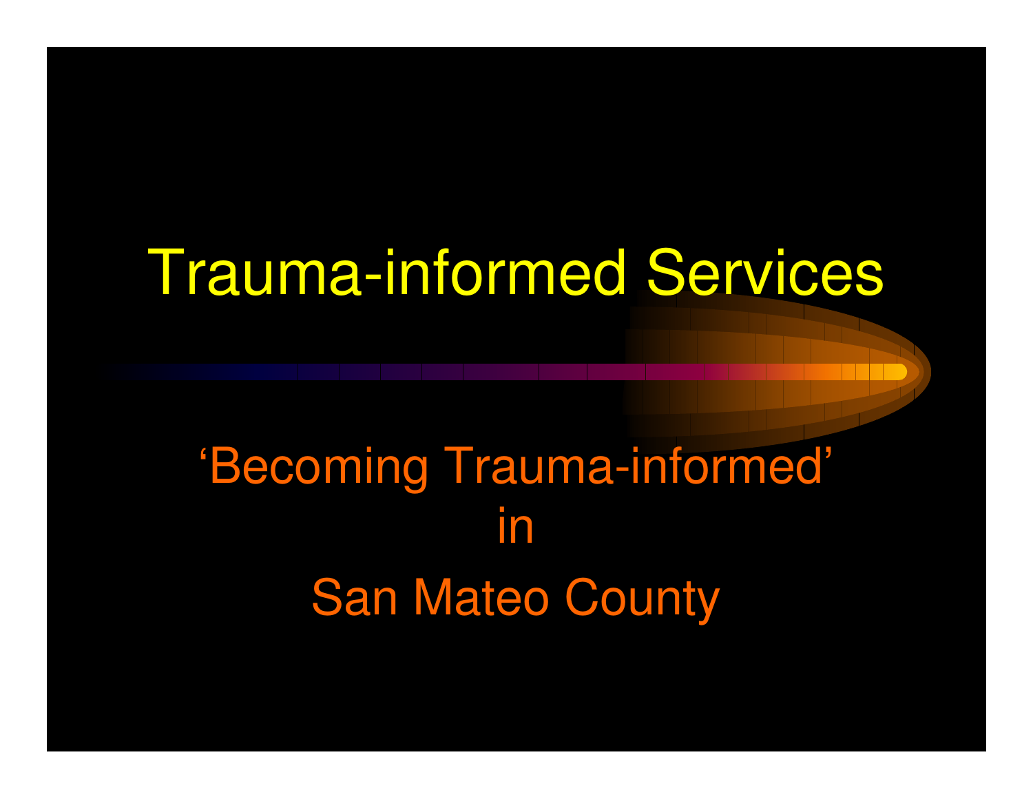# Trauma-informed Services

## 'Becoming Trauma-informed' in San Mateo County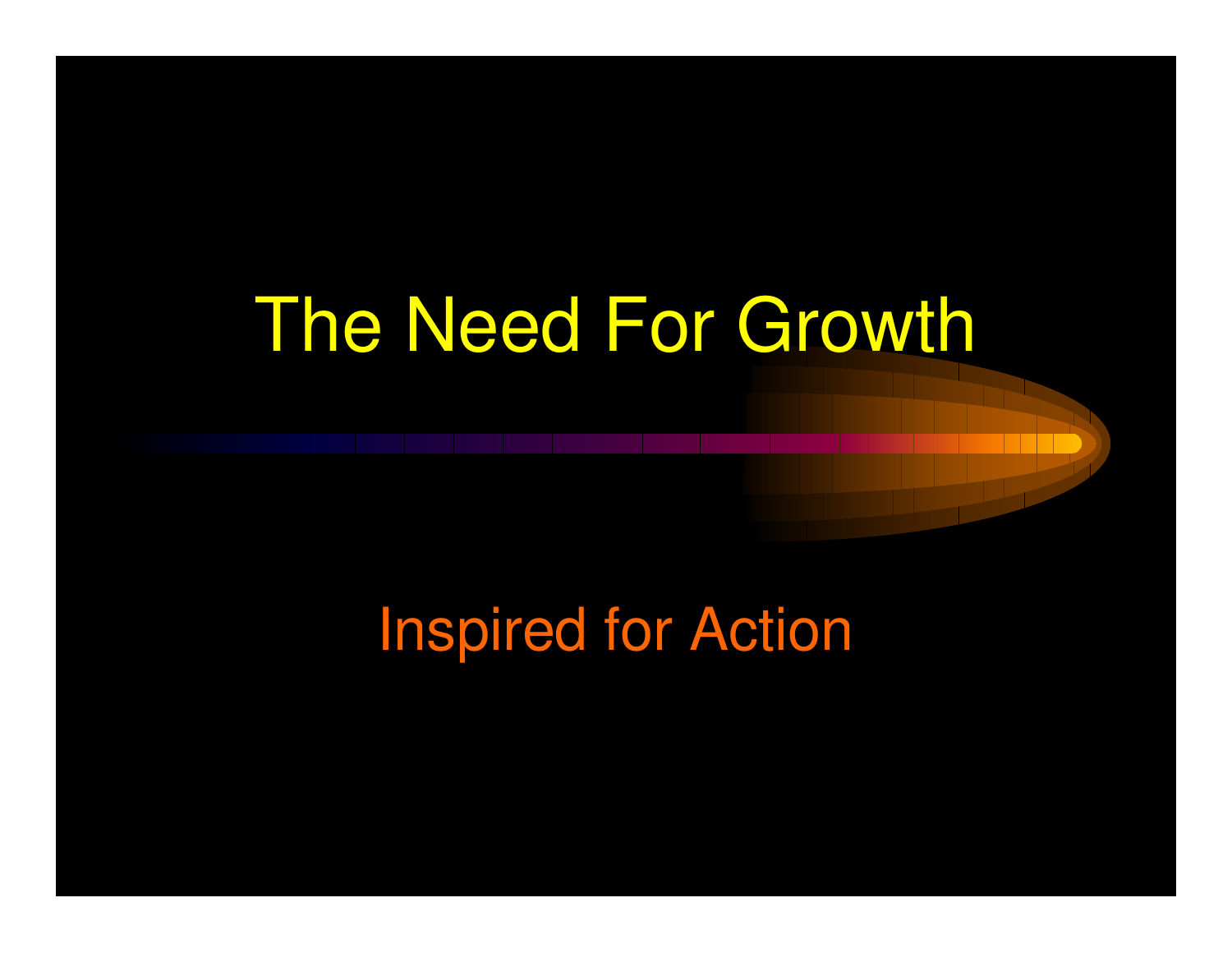# The Need For Growth

Inspired for Action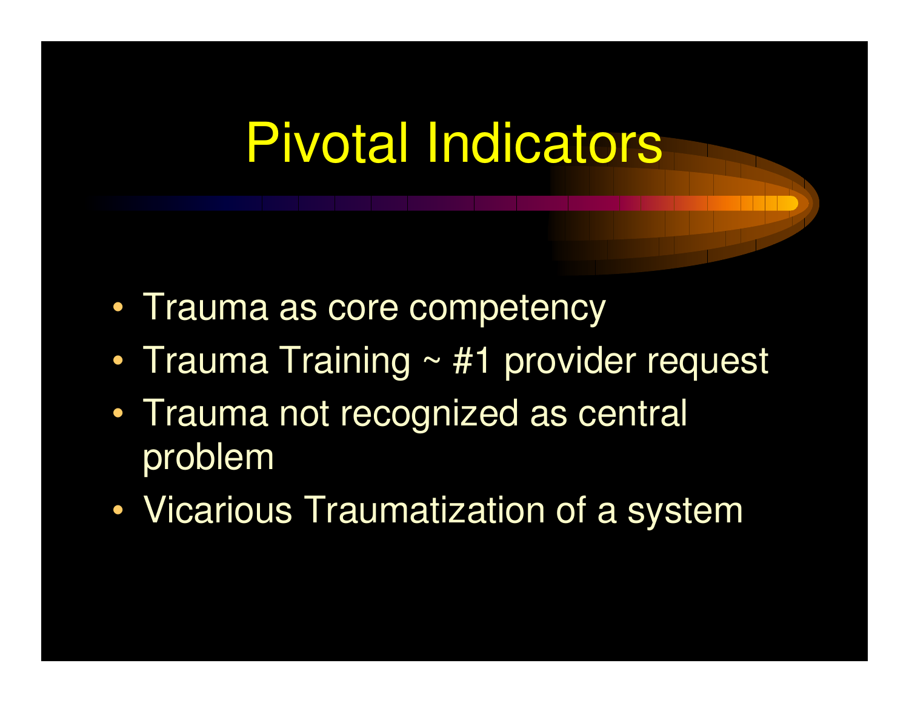# Pivotal Indicators

- Trauma as core competency
- Trauma Training ~ #1 provider request
- Trauma not recognized as central problem
- Vicarious Traumatization of a system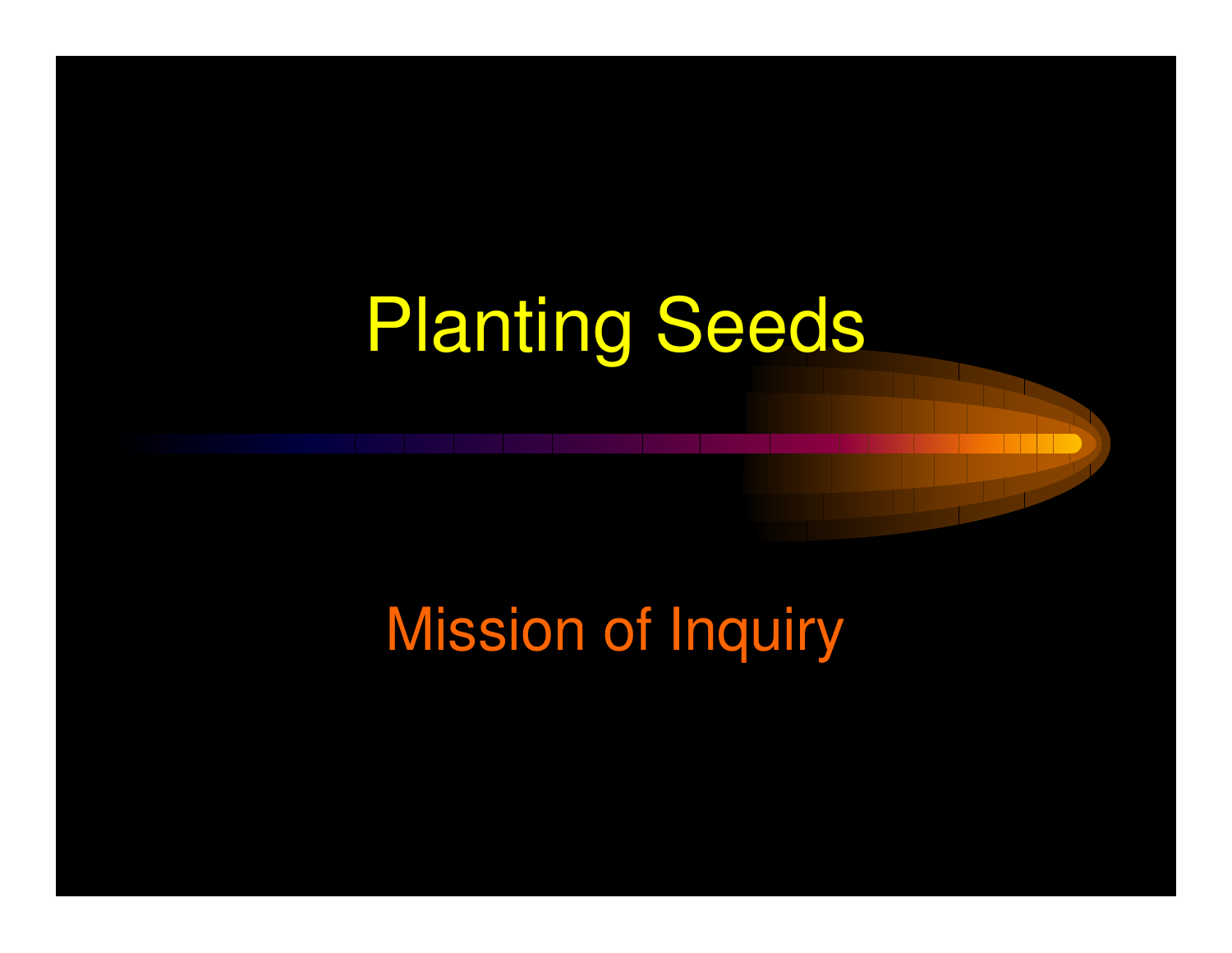# Planting Seeds

Mission of Inquiry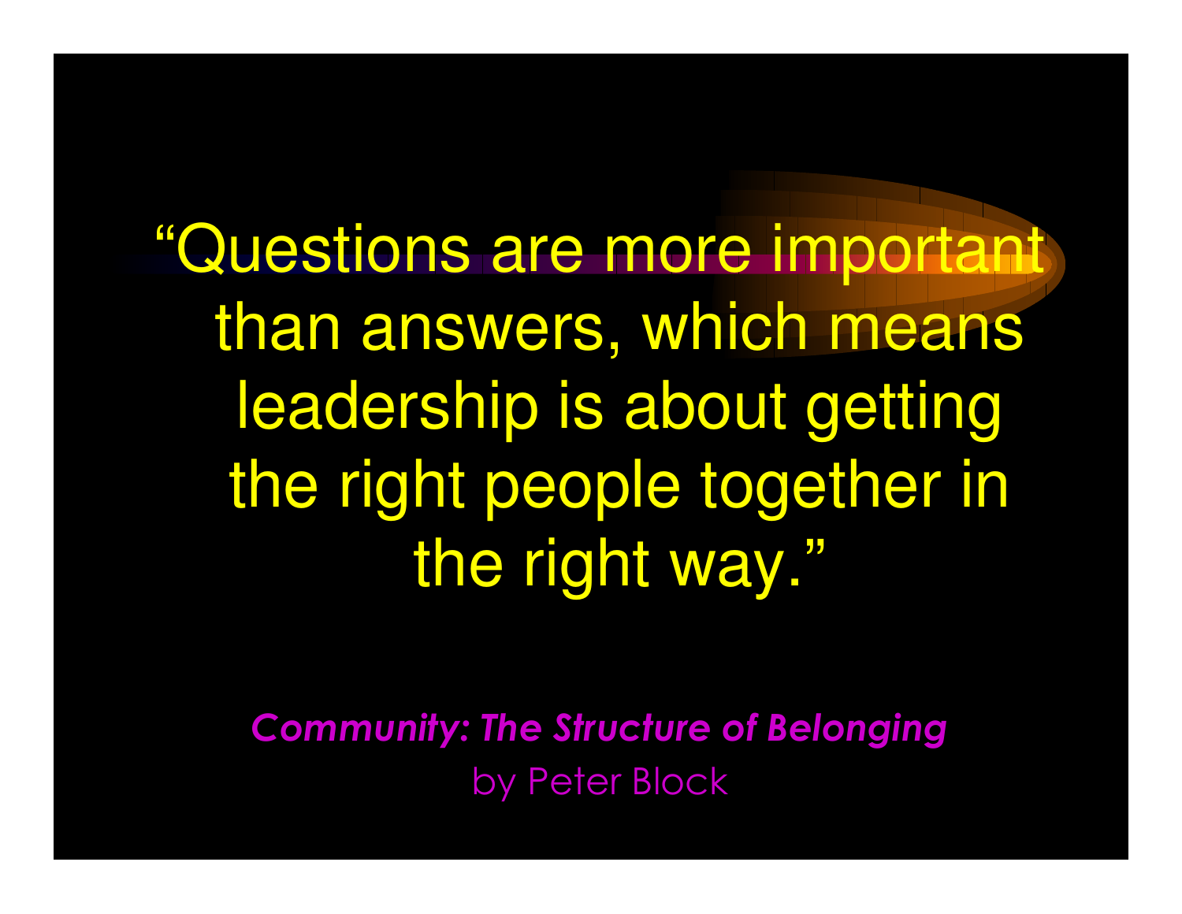“Questions are more important than answers, which means leadership is about getting the right people together in the right way.”

***Community: The Structure of Belonging***

by Peter Block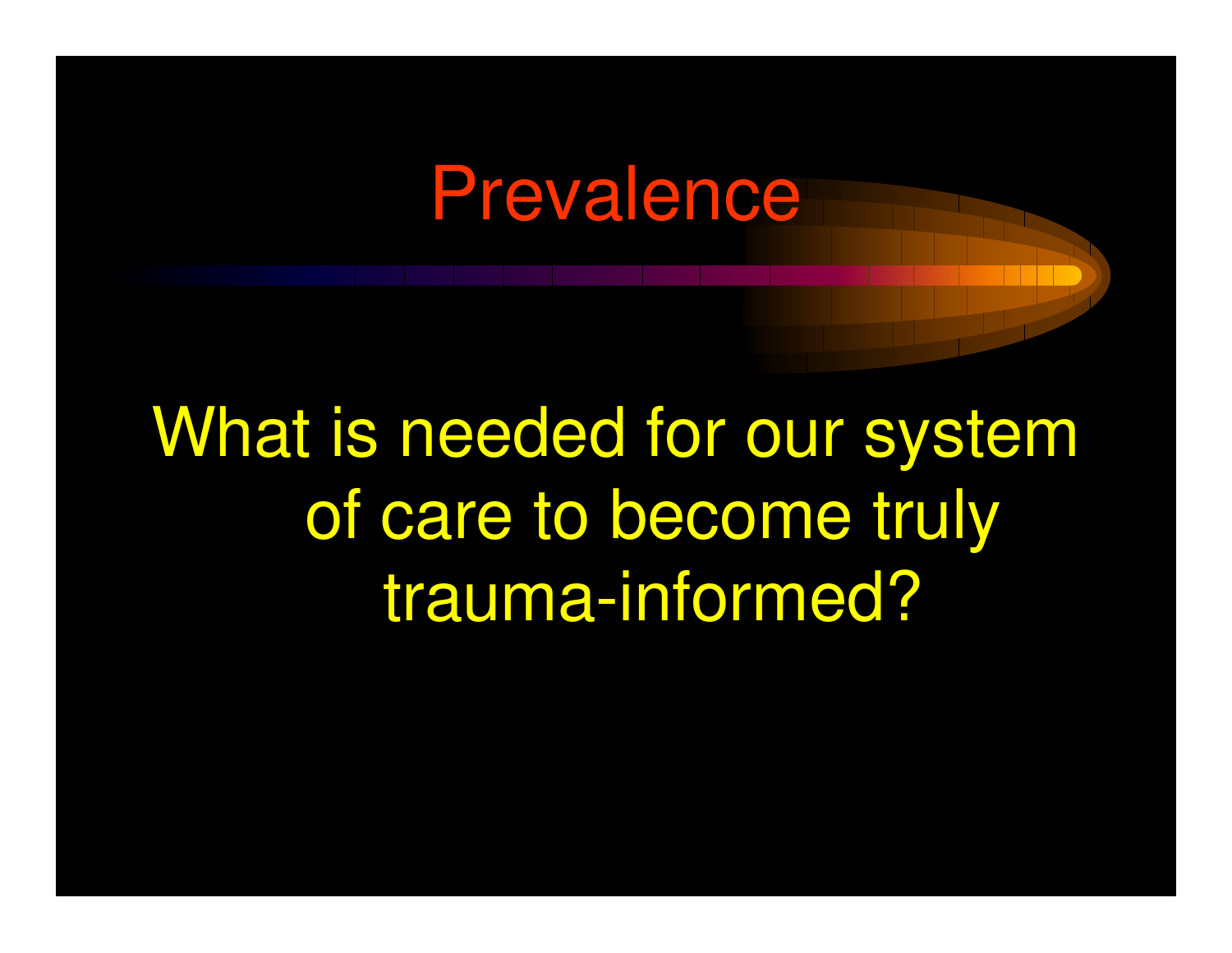# Prevalence

What is needed for our system of care to become truly trauma-informed?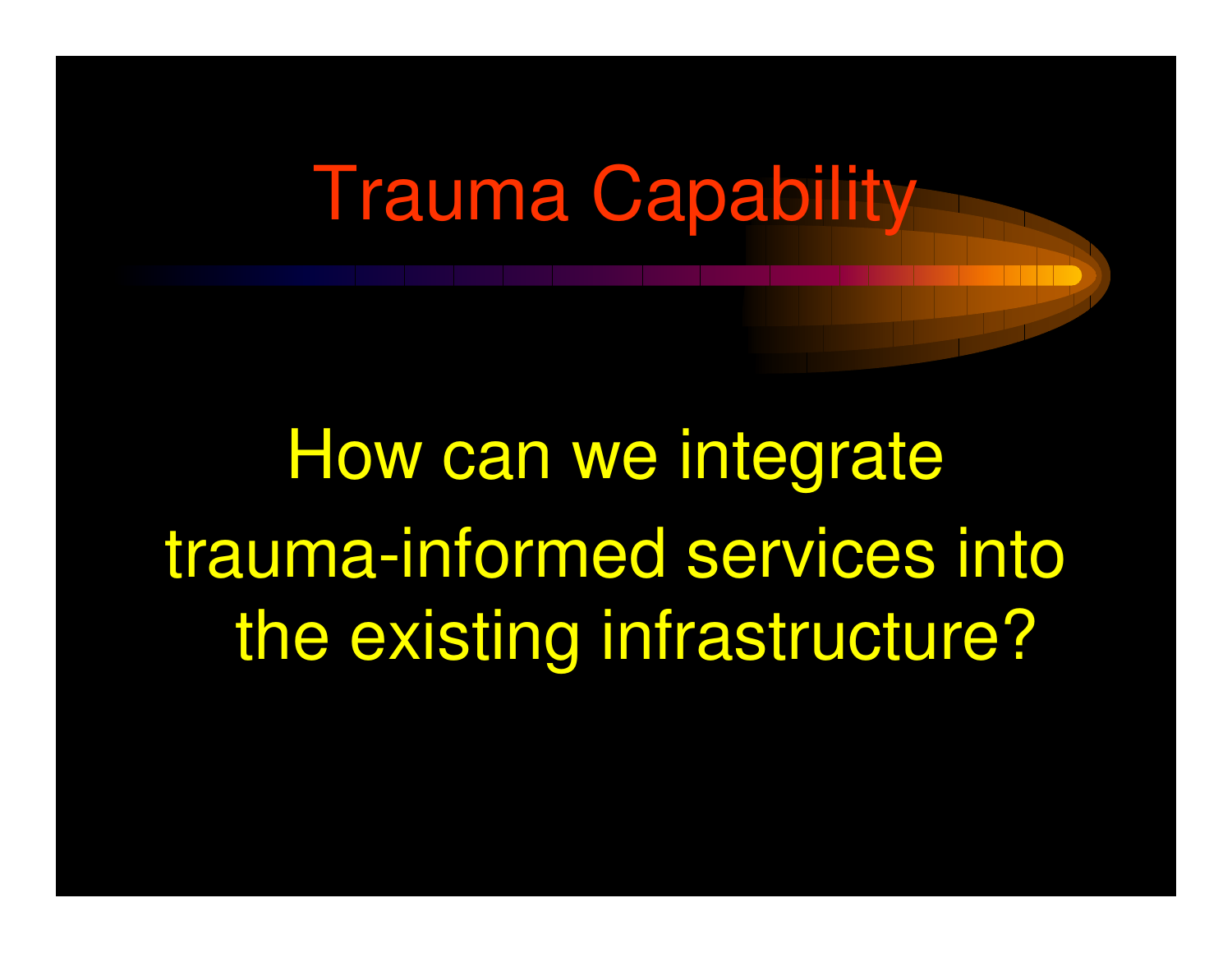# Trauma Capability

How can we integrate trauma-informed services into the existing infrastructure?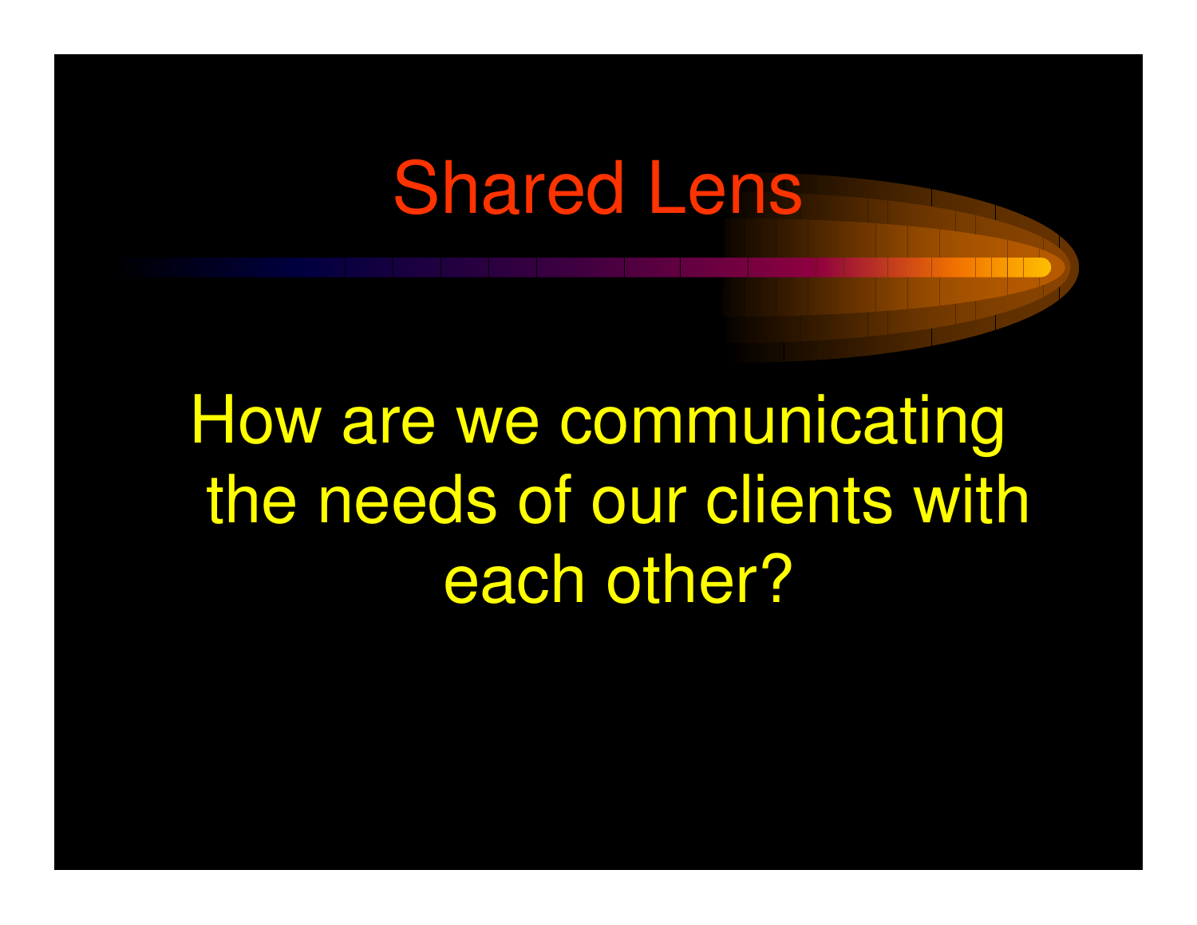# Shared Lens

How are we communicating the needs of our clients with each other?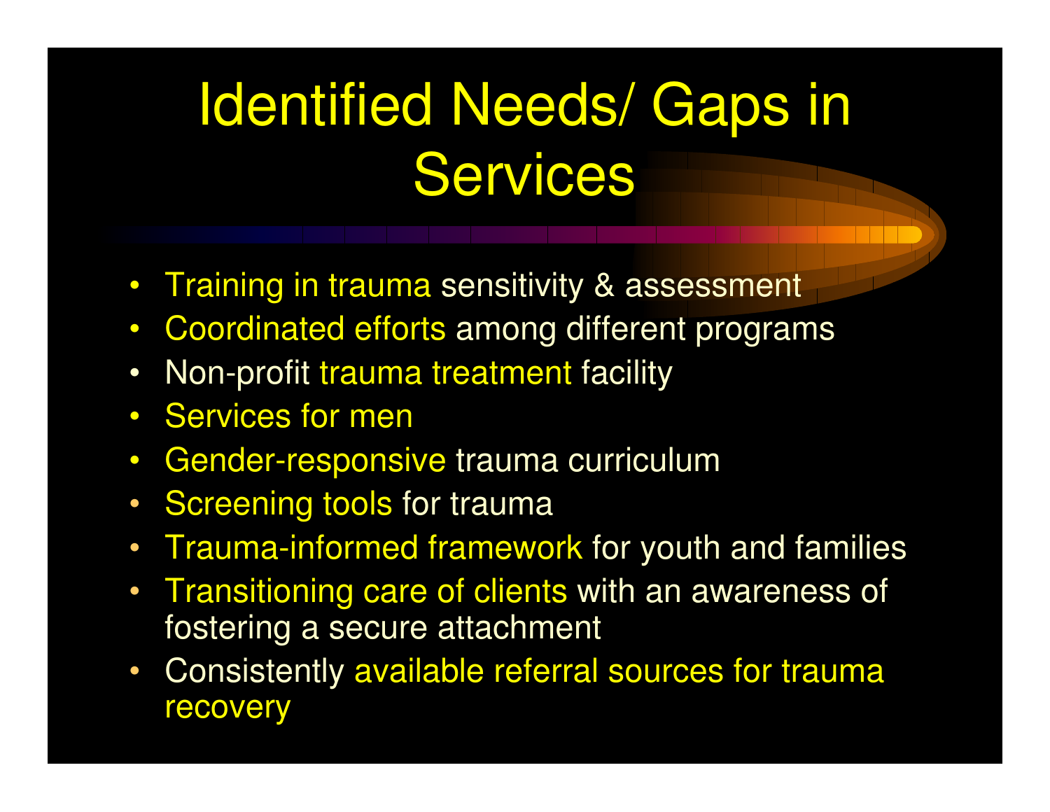# Identified Needs/ Gaps in Services

- Training in trauma sensitivity & assessment
- Coordinated efforts among different programs
- Non-profit trauma treatment facility
- Services for men
- Gender-responsive trauma curriculum
- Screening tools for trauma
- Trauma-informed framework for youth and families
- Transitioning care of clients with an awareness of fostering a secure attachment
- Consistently available referral sources for trauma recovery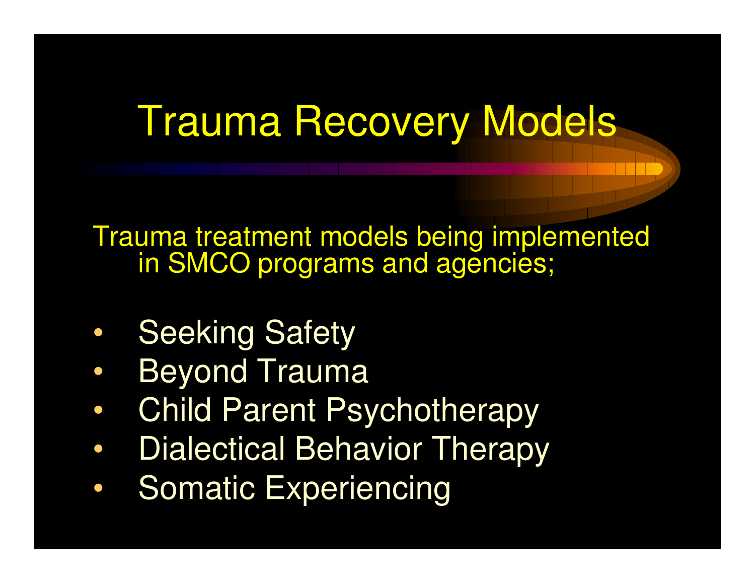# Trauma Recovery Models

Trauma treatment models being implemented in SMCO programs and agencies;

- Seeking Safety
- Beyond Trauma
- Child Parent Psychotherapy
- Dialectical Behavior Therapy
- Somatic Experiencing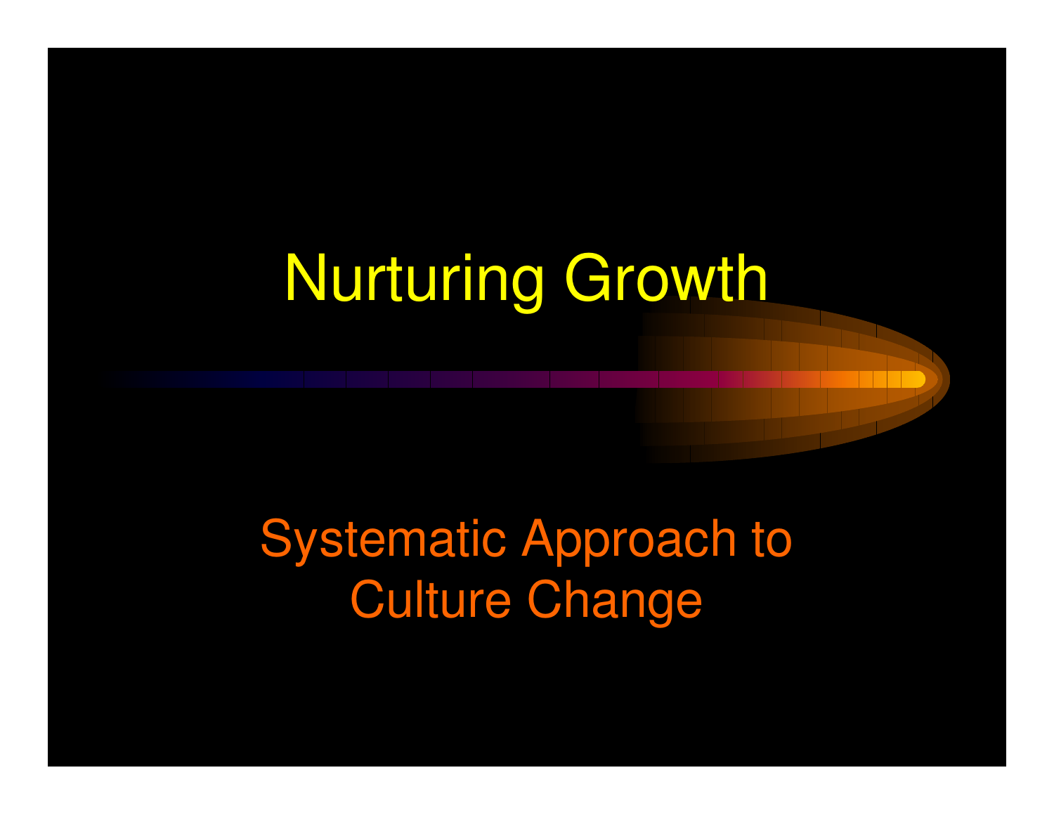# Nurturing Growth

## Systematic Approach to Culture Change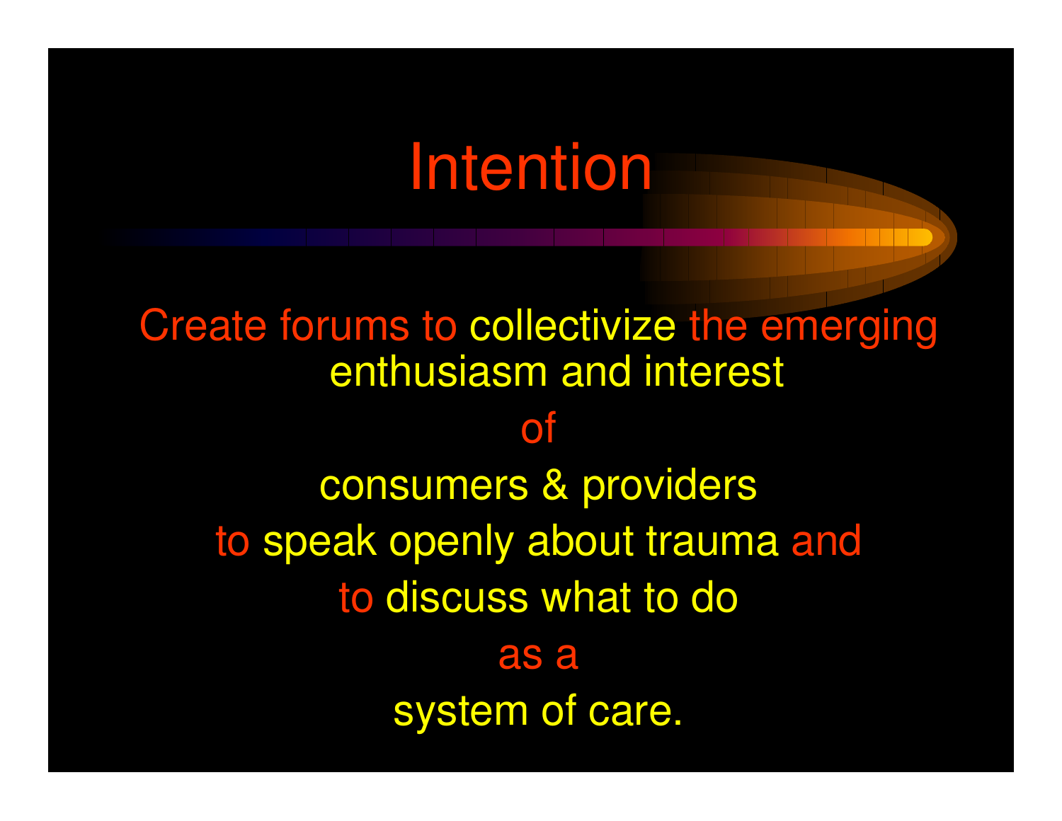# Intention

Create forums to collectivize the emerging enthusiasm and interest

of

consumers & providers

to speak openly about trauma and

to discuss what to do

as a

system of care.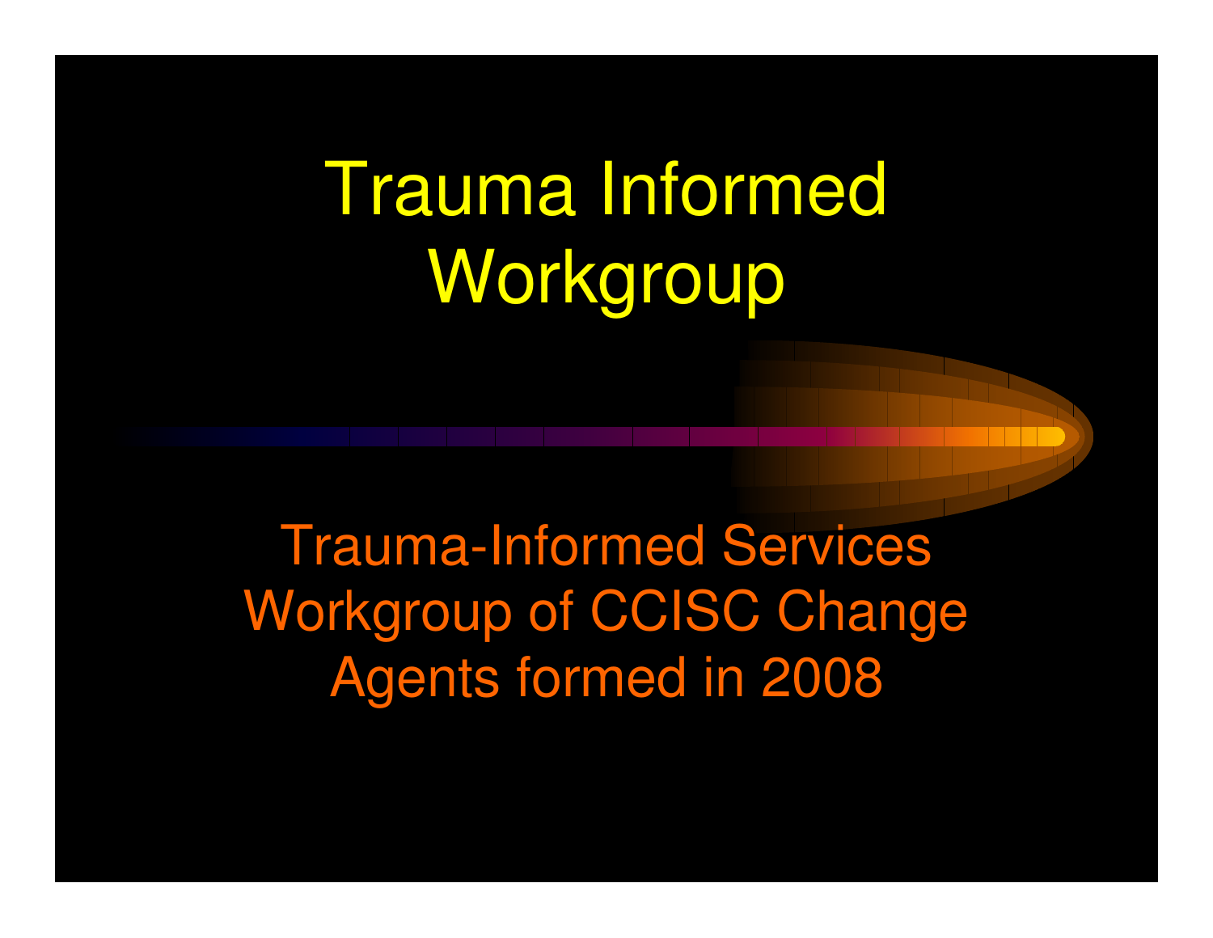# Trauma Informed Workgroup

Trauma-Informed Services Workgroup of CCISC Change Agents formed in 2008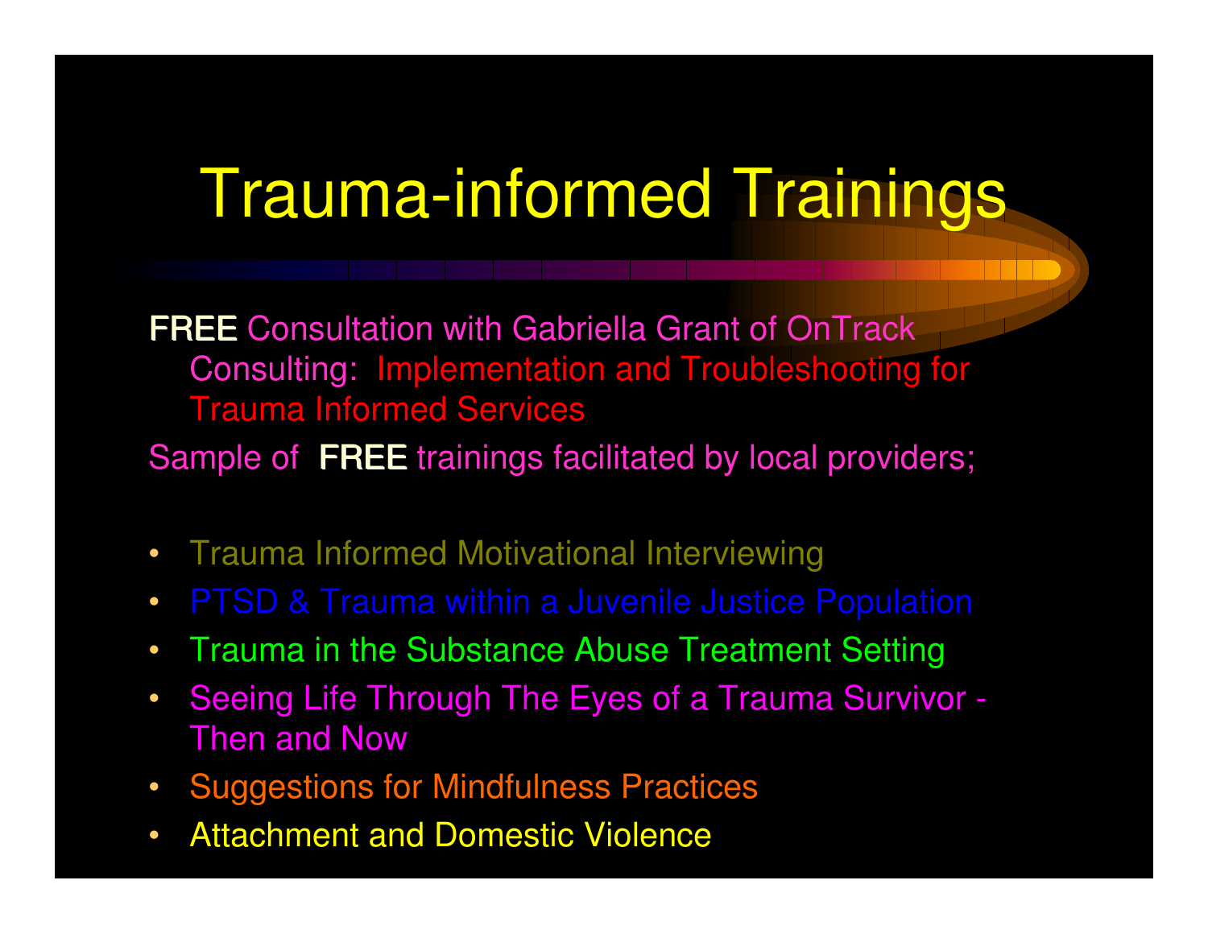# Trauma-informed Trainings

FREE Consultation with Gabriella Grant of OnTrack Consulting: Implementation and Troubleshooting for Trauma Informed Services

Sample of FREE trainings facilitated by local providers;

- Trauma Informed Motivational Interviewing
- PTSD & Trauma within a Juvenile Justice Population
- Trauma in the Substance Abuse Treatment Setting
- Seeing Life Through The Eyes of a Trauma Survivor - Then and Now
- Suggestions for Mindfulness Practices
- Attachment and Domestic Violence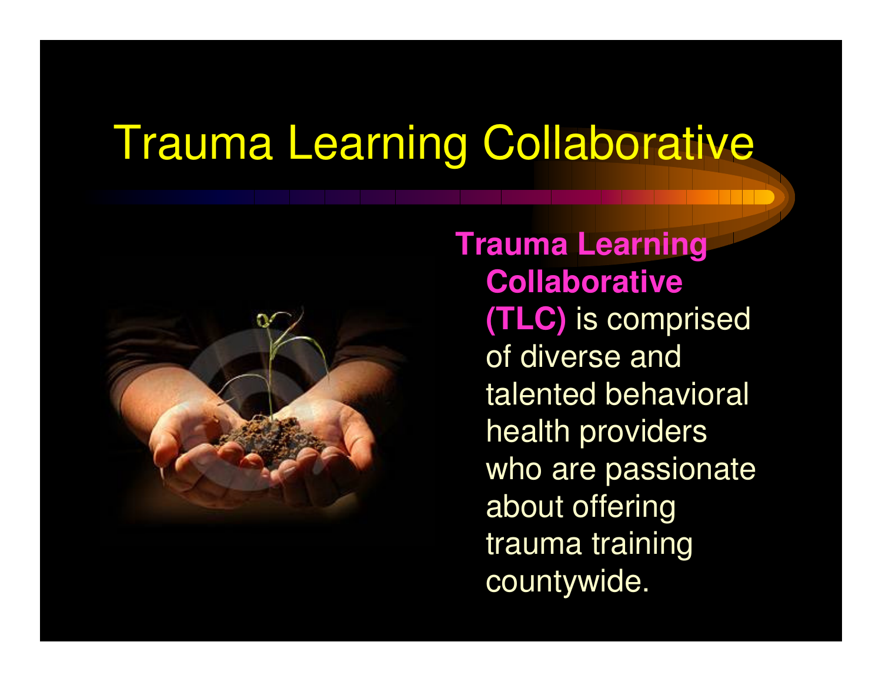# Trauma Learning Collaborative

**Trauma Learning Collaborative (TLC)** is comprised of diverse and talented behavioral health providers who are passionate about offering trauma training countywide.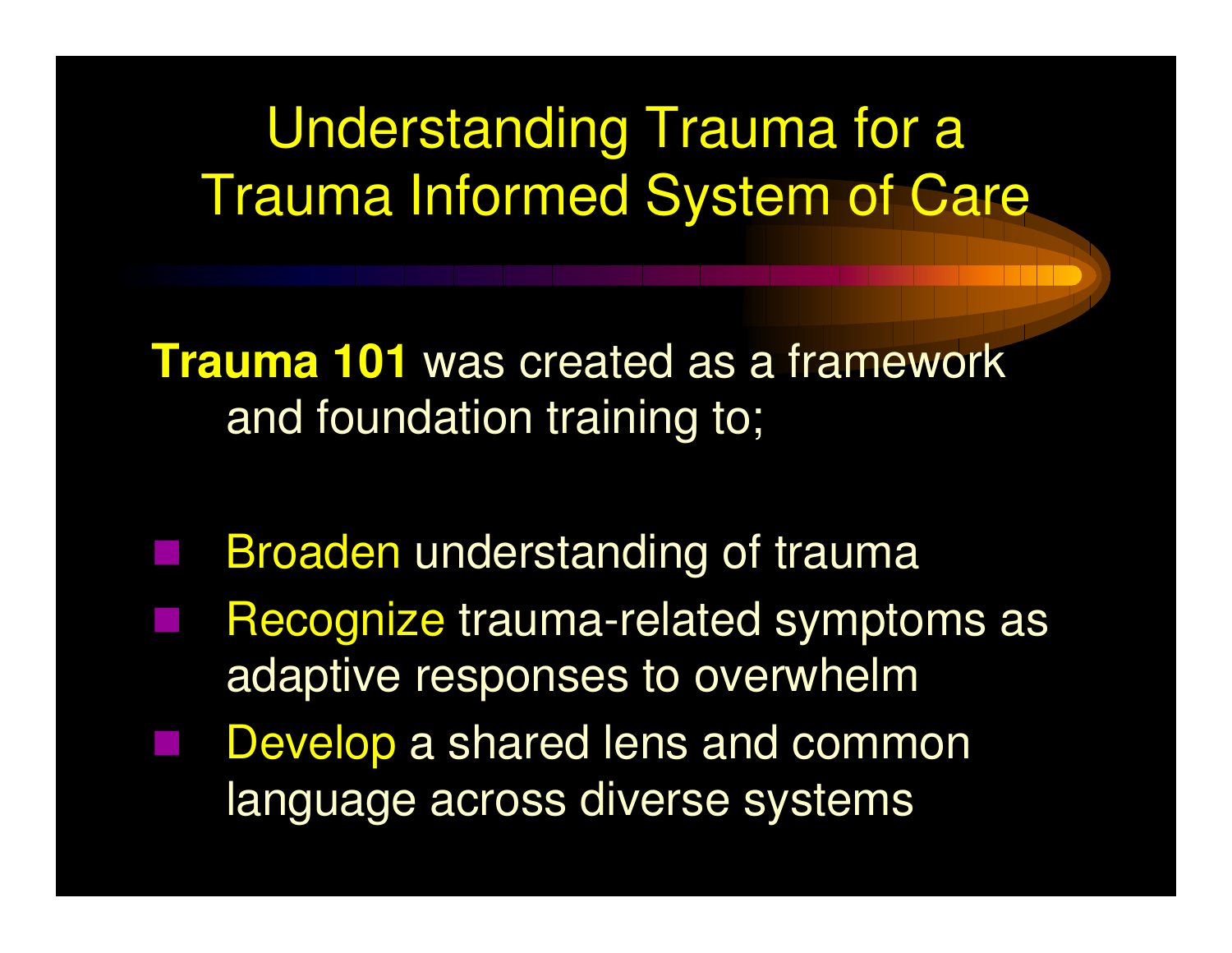# Understanding Trauma for a Trauma Informed System of Care

**Trauma 101** was created as a framework and foundation training to;

- Broaden understanding of trauma
- Recognize trauma-related symptoms as adaptive responses to overwhelm
- Develop a shared lens and common language across diverse systems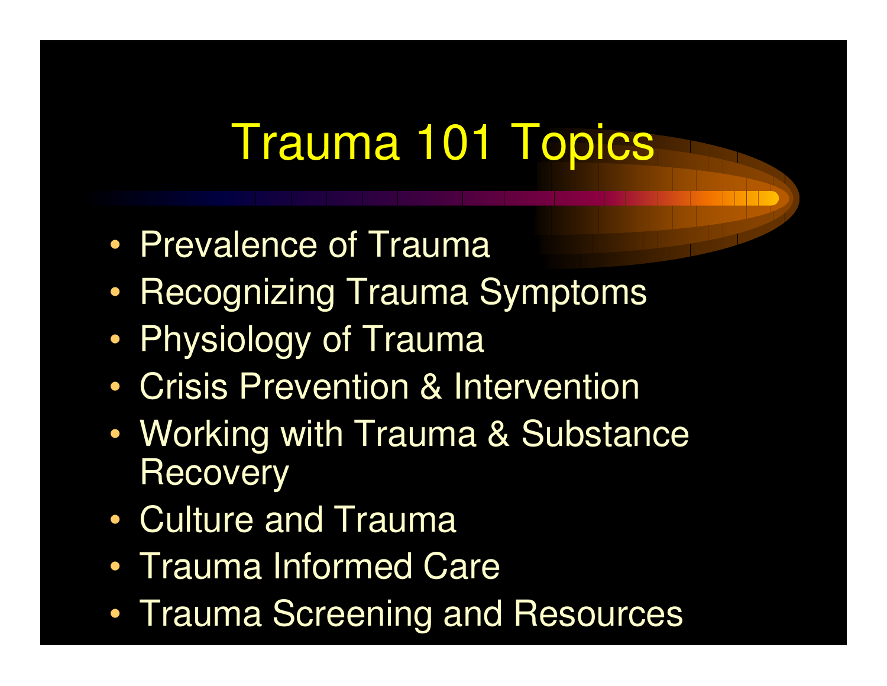# Trauma 101 Topics

- Prevalence of Trauma
- Recognizing Trauma Symptoms
- Physiology of Trauma
- Crisis Prevention & Intervention
- Working with Trauma & Substance Recovery
- Culture and Trauma
- Trauma Informed Care
- Trauma Screening and Resources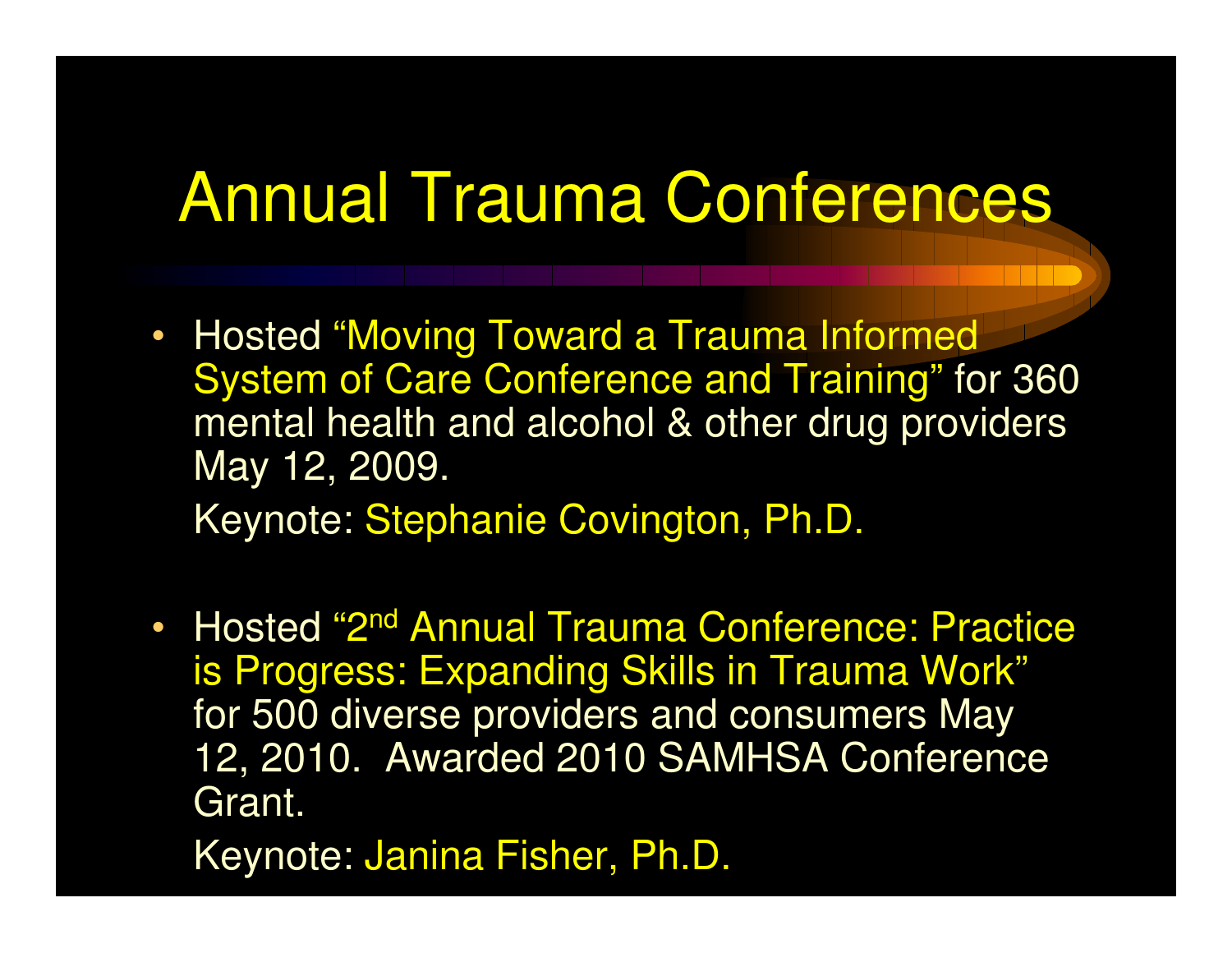# Annual Trauma Conferences

- Hosted "Moving Toward a Trauma Informed System of Care Conference and Training" for 360 mental health and alcohol & other drug providers May 12, 2009.

  Keynote: Stephanie Covington, Ph.D.

- Hosted "2nd Annual Trauma Conference: Practice is Progress: Expanding Skills in Trauma Work" for 500 diverse providers and consumers May 12, 2010. Awarded 2010 SAMHSA Conference Grant.

  Keynote: Janina Fisher, Ph.D.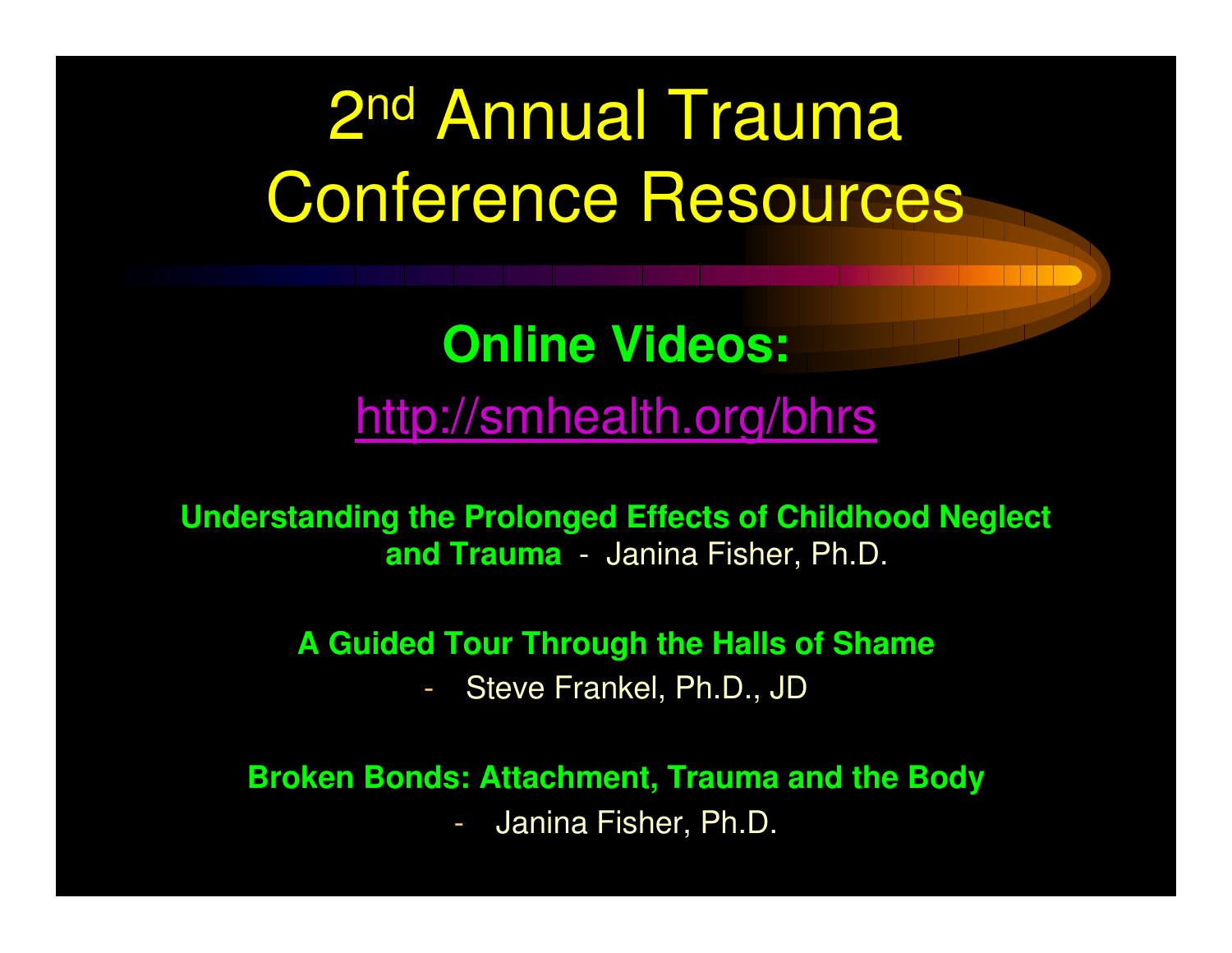# 2nd Annual Trauma Conference Resources

## Online Videos:

http://smhealth.org/bhrs

**Understanding the Prolonged Effects of Childhood Neglect and Trauma** - Janina Fisher, Ph.D.

**A Guided Tour Through the Halls of Shame**

- Steve Frankel, Ph.D., JD

**Broken Bonds: Attachment, Trauma and the Body**

- Janina Fisher, Ph.D.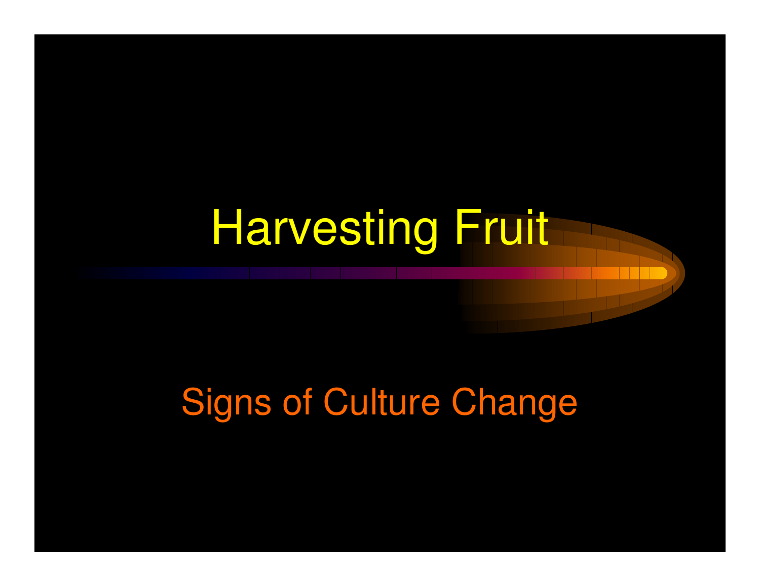# Harvesting Fruit

## Signs of Culture Change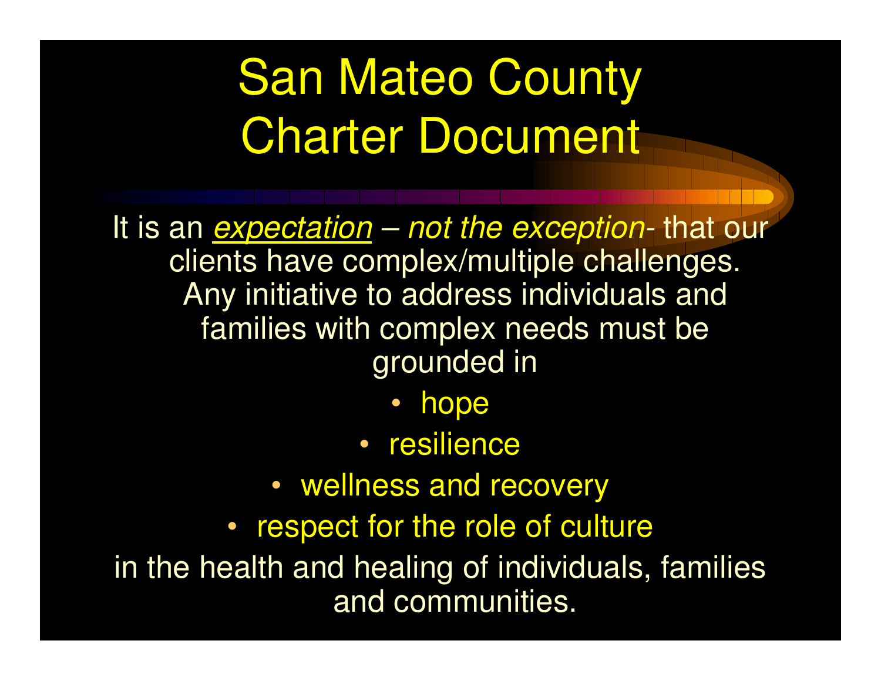# San Mateo County Charter Document

It is an *expectation* – *not the exception*- that our clients have complex/multiple challenges. Any initiative to address individuals and families with complex needs must be grounded in

- hope
- resilience
- wellness and recovery
- respect for the role of culture

in the health and healing of individuals, families and communities.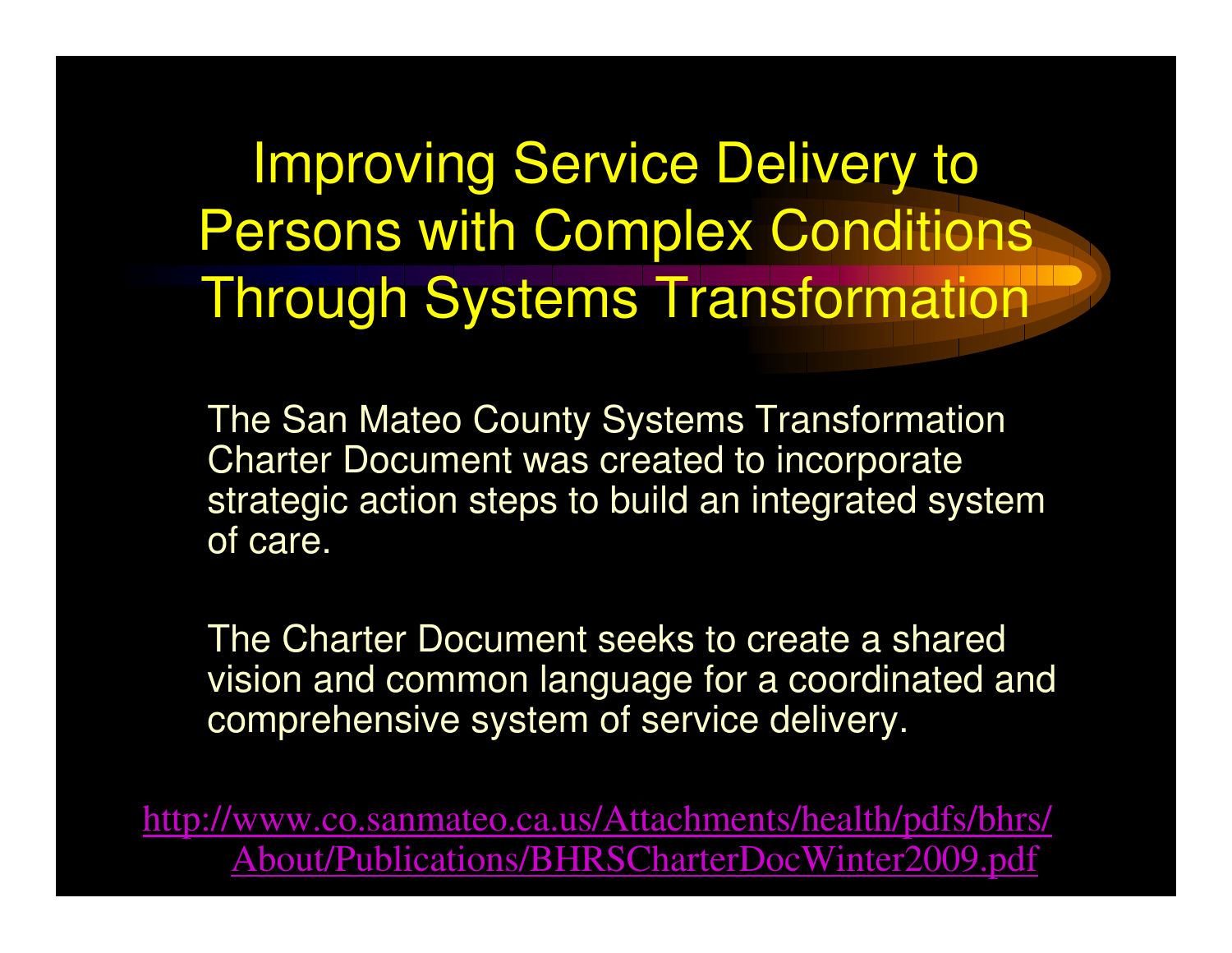# Improving Service Delivery to Persons with Complex Conditions Through Systems Transformation

The San Mateo County Systems Transformation Charter Document was created to incorporate strategic action steps to build an integrated system of care.

The Charter Document seeks to create a shared vision and common language for a coordinated and comprehensive system of service delivery.

http://www.co.sanmateo.ca.us/Attachments/health/pdfs/bhrs/About/Publications/BHRSCharterDocWinter2009.pdf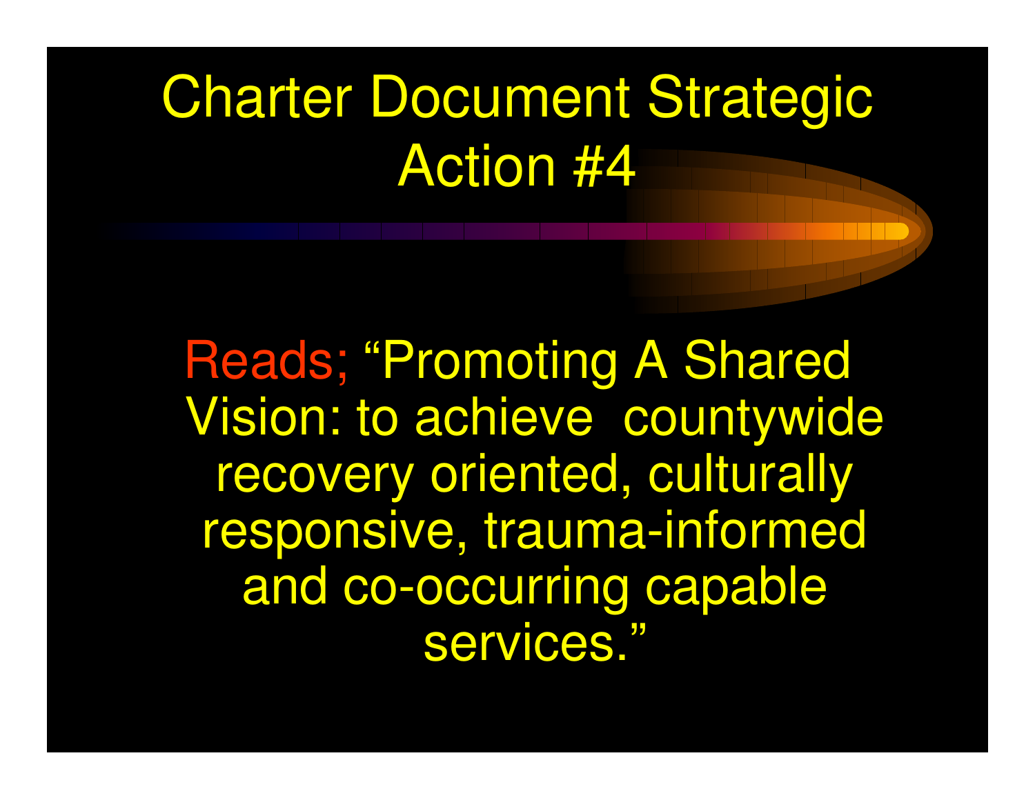# Charter Document Strategic Action #4

Reads; “Promoting A Shared Vision: to achieve countywide recovery oriented, culturally responsive, trauma-informed and co-occurring capable services.”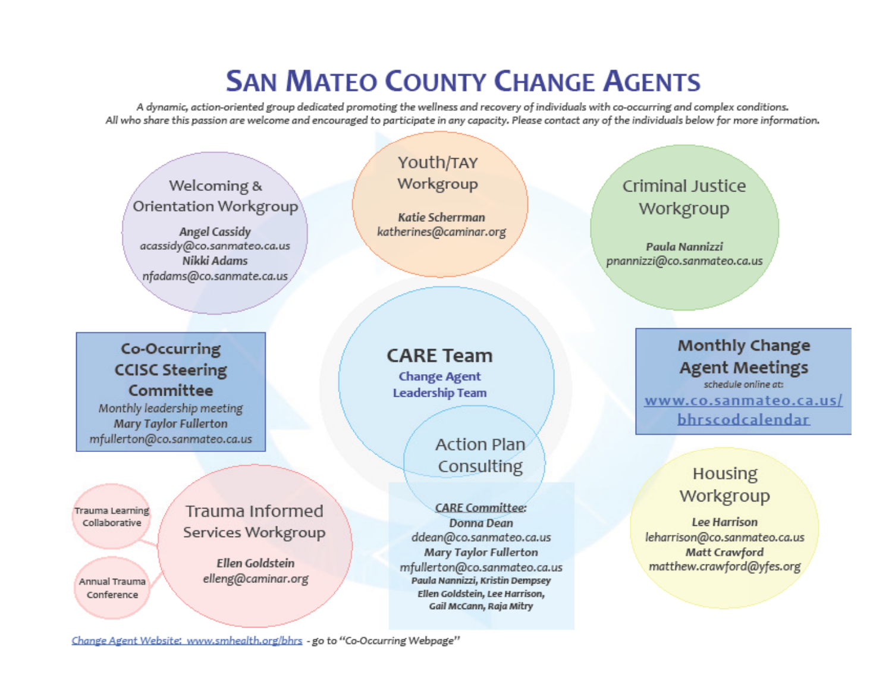# SAN MATEO COUNTY CHANGE AGENTS

*A dynamic, action-oriented group dedicated promoting the wellness and recovery of individuals with co-occurring and complex conditions. All who share this passion are welcome and encouraged to participate in any capacity. Please contact any of the individuals below for more information.*

## Welcoming & Orientation Workgroup

***Angel Cassidy***
*acassidy@co.sanmateo.ca.us*
***Nikki Adams***
*nfadams@co.sanmate.ca.us*

## Youth/TAY Workgroup

***Katie Scherrman***
*katherines@caminar.org*

## Criminal Justice Workgroup

***Paula Nannizzi***
*pnannizzi@co.sanmateo.ca.us*

## Co-Occurring CCISC Steering Committee

*Monthly leadership meeting*
***Mary Taylor Fullerton***
*mfullerton@co.sanmateo.ca.us*

## CARE Team

**Change Agent Leadership Team**

### Action Plan Consulting

***CARE Committee:***
***Donna Dean***
*ddean@co.sanmateo.ca.us*
***Mary Taylor Fullerton***
*mfullerton@co.sanmateo.ca.us*
***Paula Nannizzi, Kristin Dempsey***
***Ellen Goldstein, Lee Harrison,***
***Gail McCann, Raja Mitry***

## Monthly Change Agent Meetings

*schedule online at:*
[www.co.sanmateo.ca.us/bhrscodcalendar](www.co.sanmateo.ca.us/bhrscodcalendar)

## Trauma Informed Services Workgroup

***Ellen Goldstein***
*elleng@caminar.org*

- Trauma Learning Collaborative
- Annual Trauma Conference

## Housing Workgroup

***Lee Harrison***
*leharrison@co.sanmateo.ca.us*
***Matt Crawford***
*matthew.crawford@yfes.org*

Change Agent Website: www.smhealth.org/bhrs - *go to "Co-Occurring Webpage"*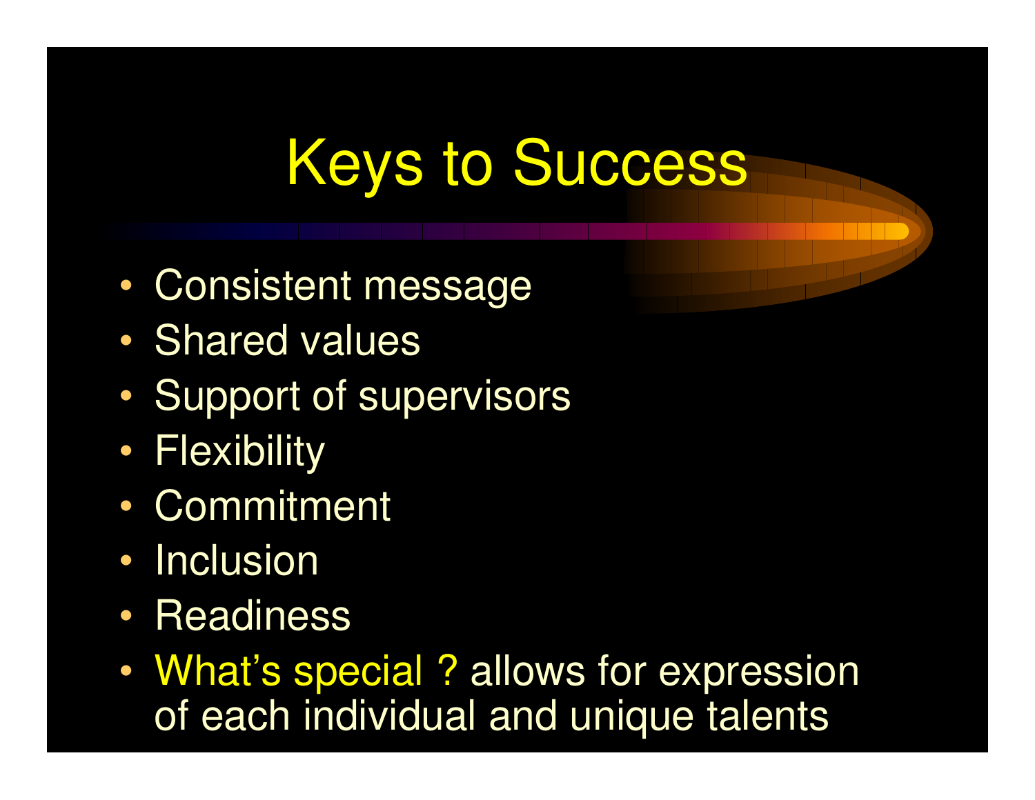# Keys to Success

- Consistent message
- Shared values
- Support of supervisors
- Flexibility
- Commitment
- Inclusion
- Readiness
- What's special ? allows for expression of each individual and unique talents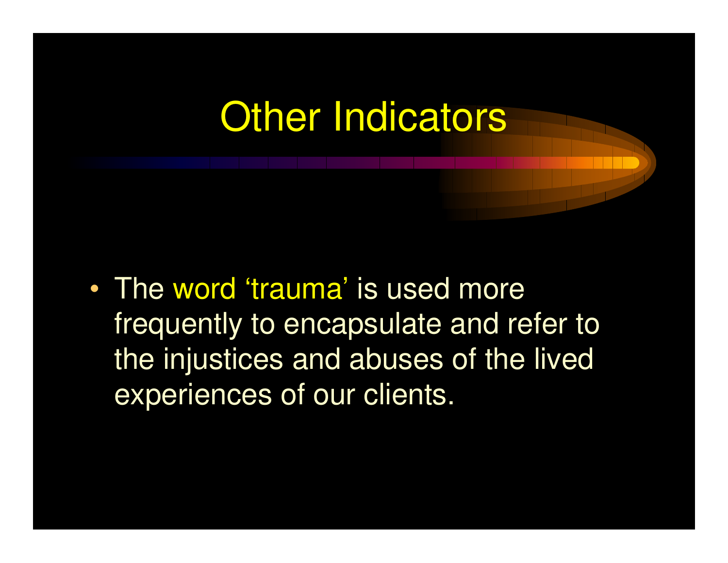# Other Indicators

- The word 'trauma' is used more frequently to encapsulate and refer to the injustices and abuses of the lived experiences of our clients.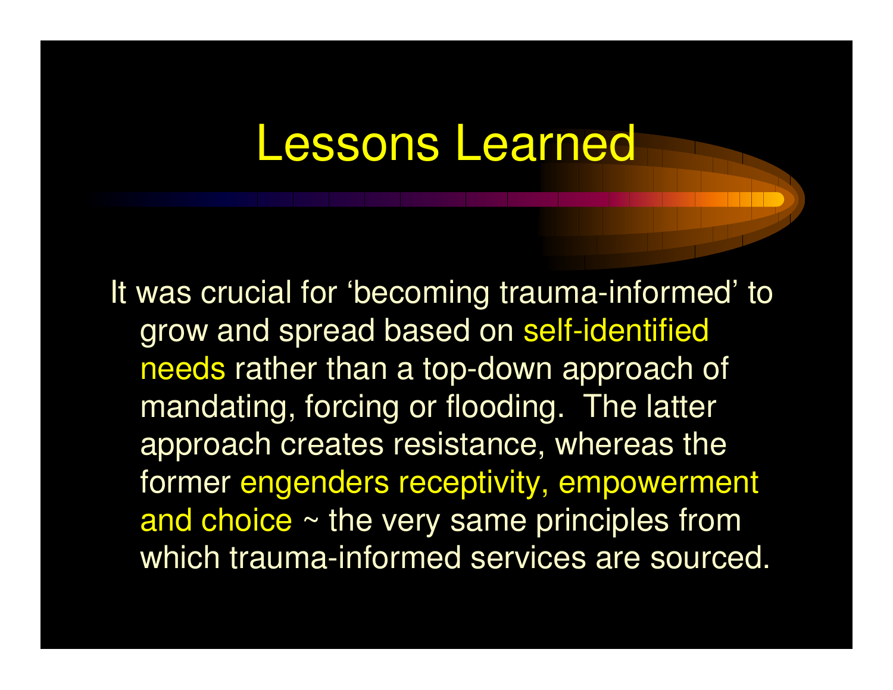# Lessons Learned

It was crucial for 'becoming trauma-informed' to grow and spread based on self-identified needs rather than a top-down approach of mandating, forcing or flooding. The latter approach creates resistance, whereas the former engenders receptivity, empowerment and choice ~ the very same principles from which trauma-informed services are sourced.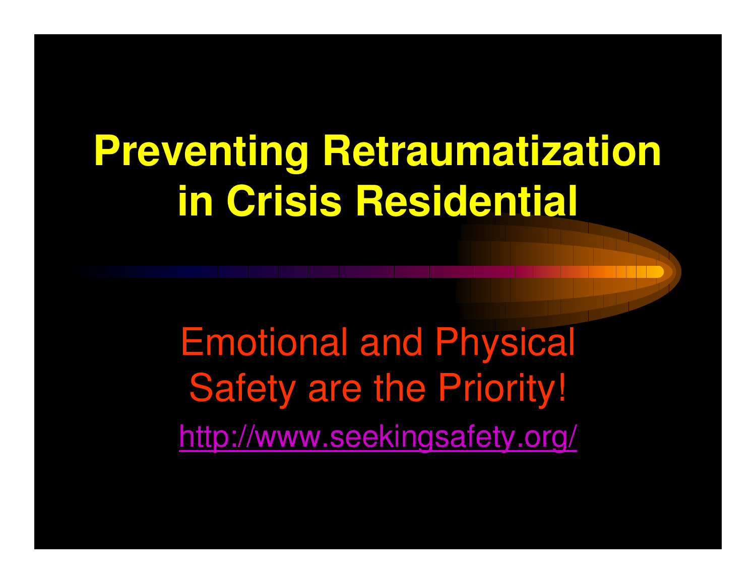# Preventing Retraumatization in Crisis Residential

Emotional and Physical Safety are the Priority!

http://www.seekingsafety.org/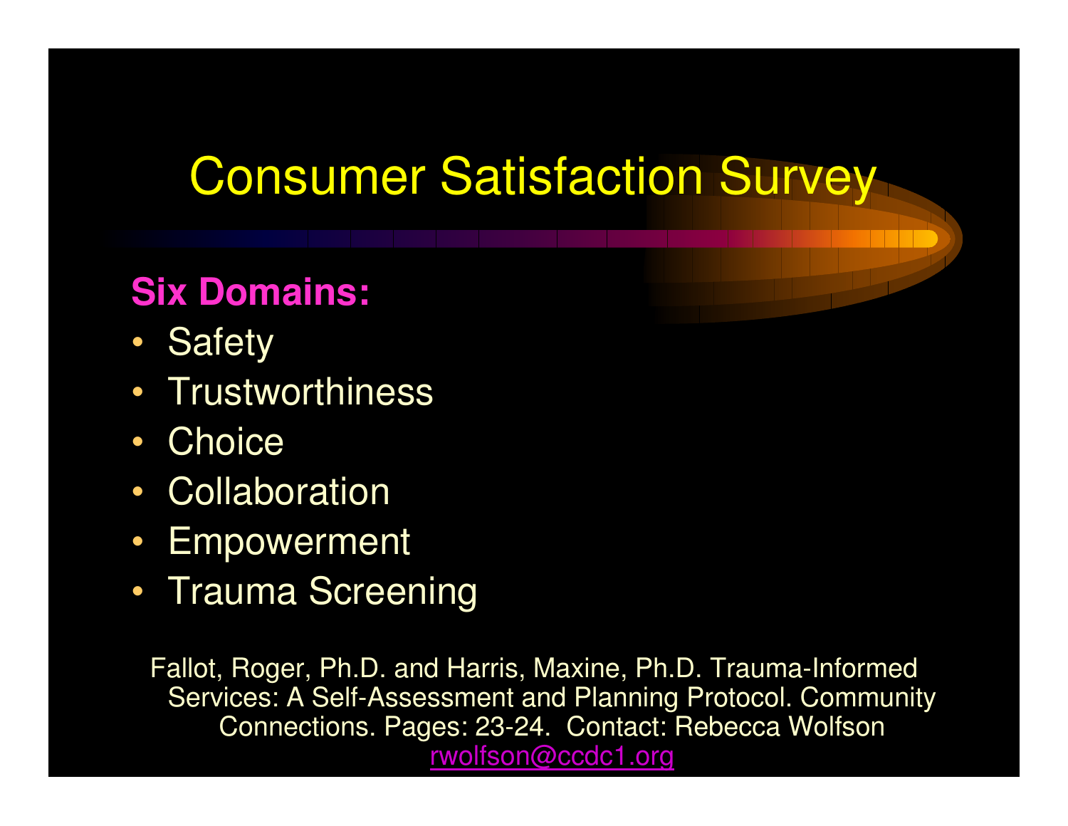# Consumer Satisfaction Survey

**Six Domains:**

- Safety
- Trustworthiness
- Choice
- Collaboration
- Empowerment
- Trauma Screening

Fallot, Roger, Ph.D. and Harris, Maxine, Ph.D. Trauma-Informed Services: A Self-Assessment and Planning Protocol. Community Connections. Pages: 23-24. Contact: Rebecca Wolfson rwolfson@ccdc1.org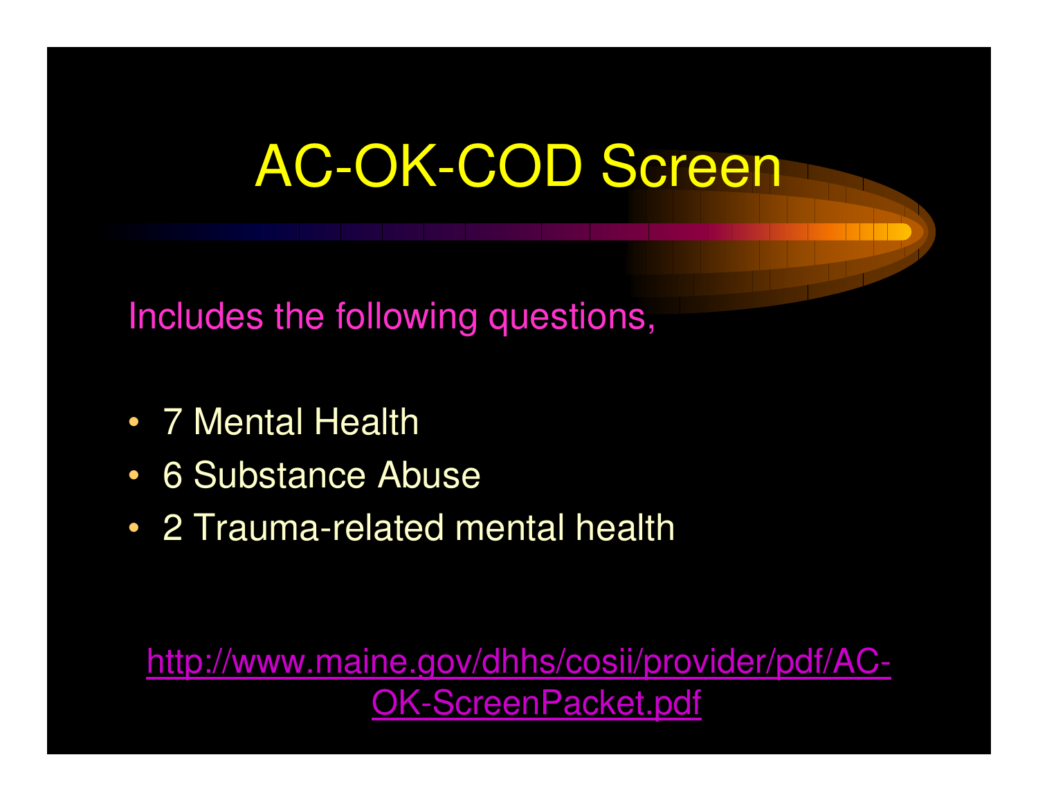# AC-OK-COD Screen

Includes the following questions,

- 7 Mental Health
- 6 Substance Abuse
- 2 Trauma-related mental health

http://www.maine.gov/dhhs/cosii/provider/pdf/AC-OK-ScreenPacket.pdf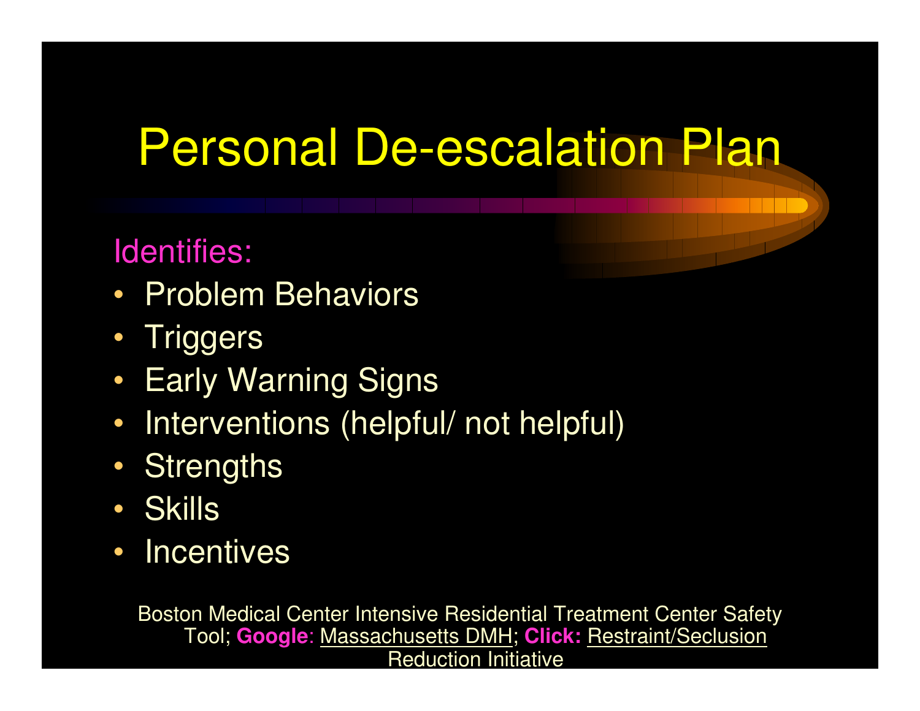# Personal De-escalation Plan

Identifies:

- Problem Behaviors
- Triggers
- Early Warning Signs
- Interventions (helpful/ not helpful)
- Strengths
- Skills
- Incentives

Boston Medical Center Intensive Residential Treatment Center Safety Tool; **Google**: Massachusetts DMH; **Click:** Restraint/Seclusion Reduction Initiative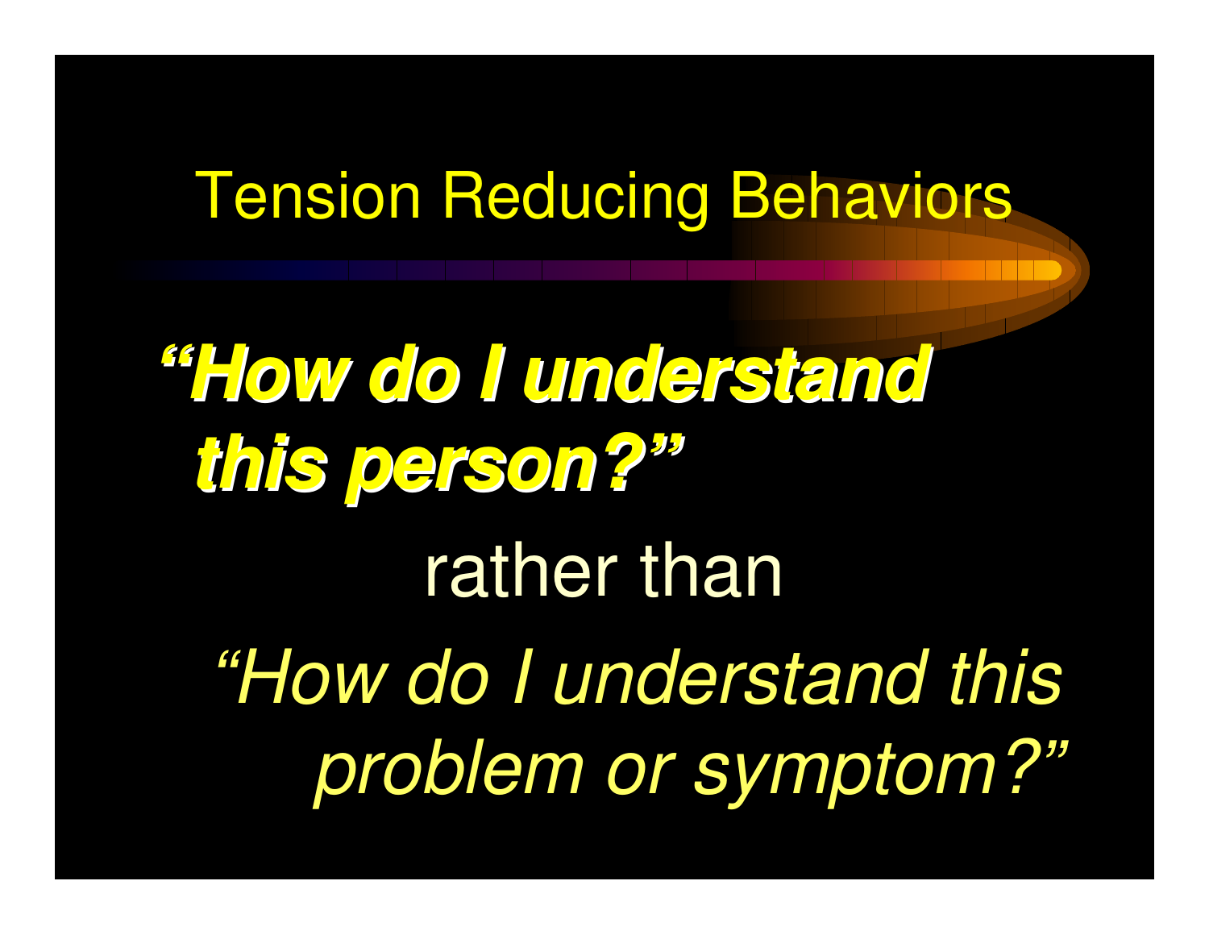# Tension Reducing Behaviors

***"How do I understand this person?"***

rather than

*"How do I understand this problem or symptom?"*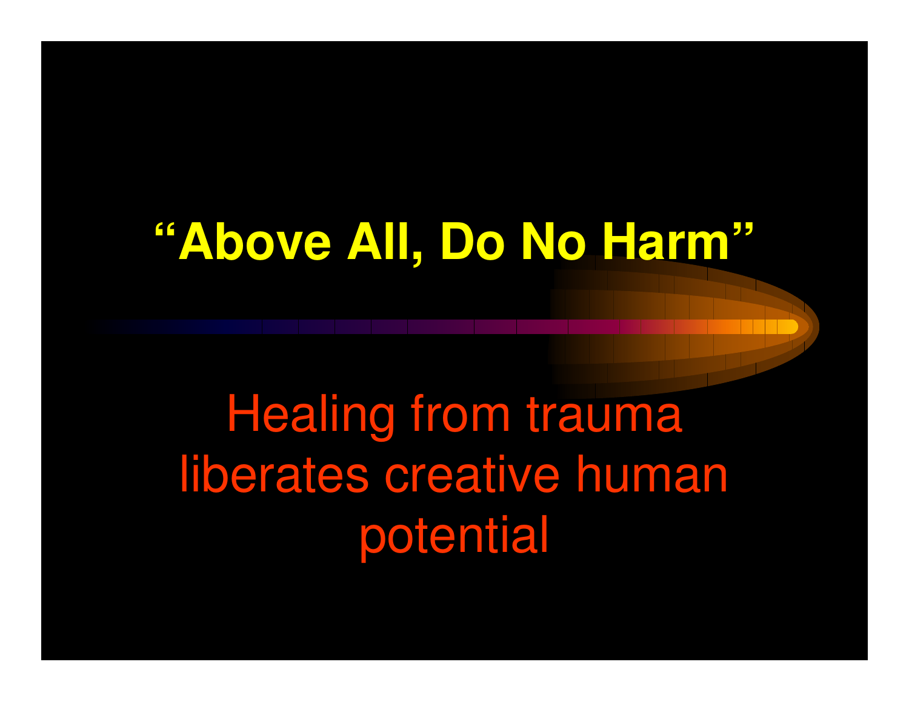# "Above All, Do No Harm"

Healing from trauma liberates creative human potential